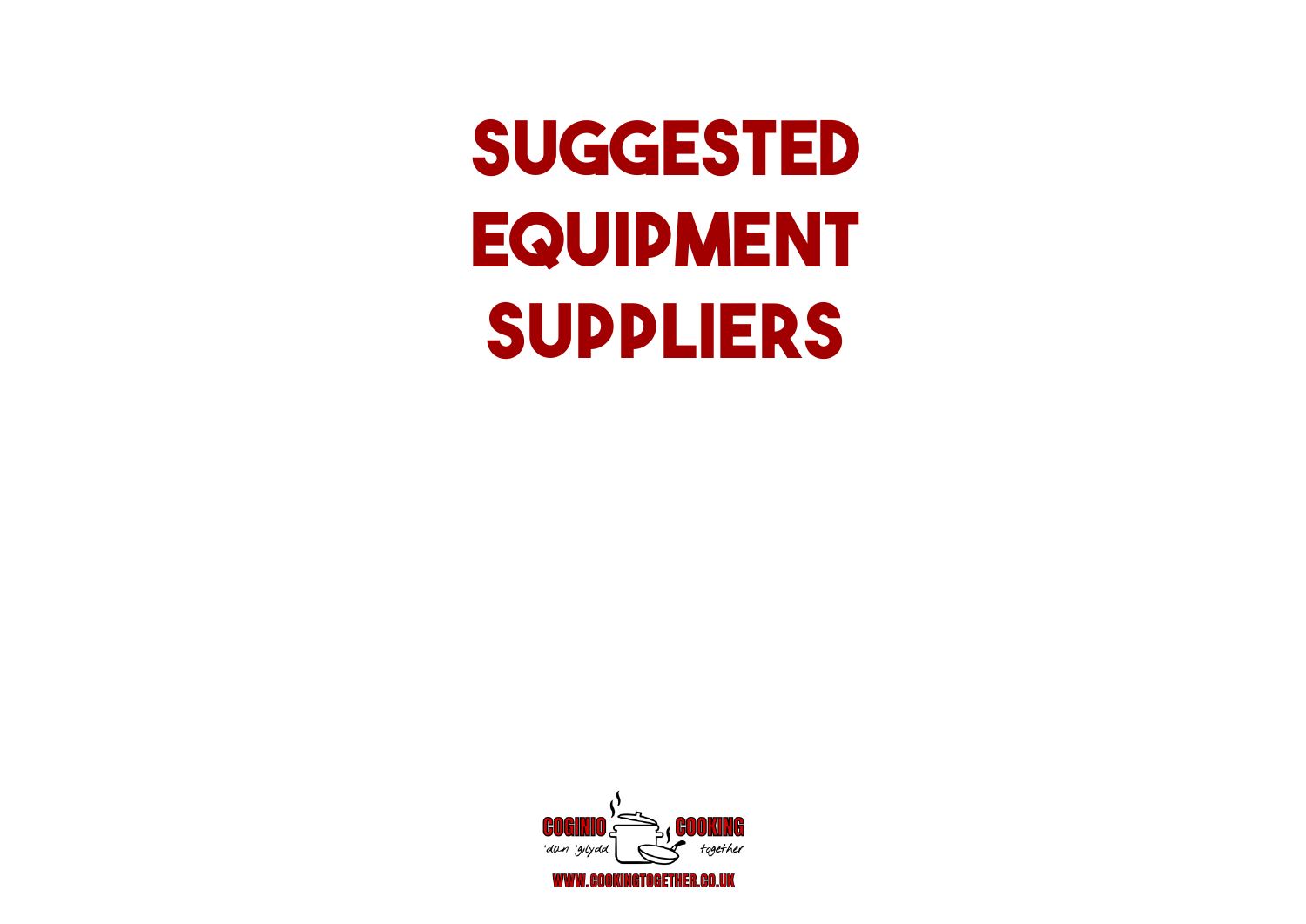# SUGGESTED EQUIPMENT SUPPLIERS

COGINIO 'dan 'gilydd COOKING together

WWW.COOKINGTOGETHER.CO.UK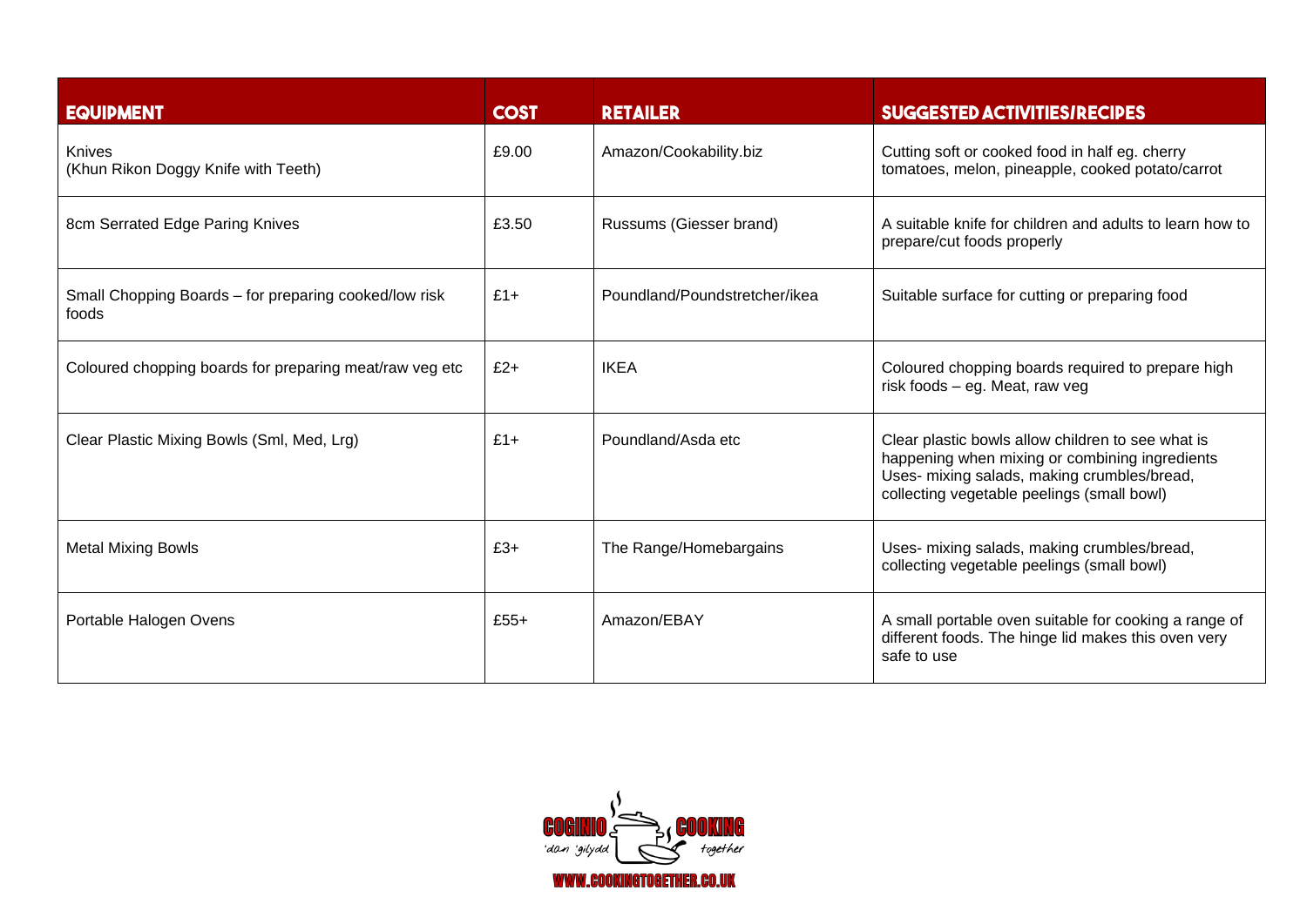| EQUIPMENT | COST | RETAILER | SUGGESTED ACTIVITIES/RECIPES |
|---|---|---|---|
| Knives<br>(Khun Rikon Doggy Knife with Teeth) | £9.00 | Amazon/Cookability.biz | Cutting soft or cooked food in half eg. cherry tomatoes, melon, pineapple, cooked potato/carrot |
| 8cm Serrated Edge Paring Knives | £3.50 | Russums (Giesser brand) | A suitable knife for children and adults to learn how to prepare/cut foods properly |
| Small Chopping Boards – for preparing cooked/low risk foods | £1+ | Poundland/Poundstretcher/ikea | Suitable surface for cutting or preparing food |
| Coloured chopping boards for preparing meat/raw veg etc | £2+ | IKEA | Coloured chopping boards required to prepare high risk foods – eg. Meat, raw veg |
| Clear Plastic Mixing Bowls (Sml, Med, Lrg) | £1+ | Poundland/Asda etc | Clear plastic bowls allow children to see what is happening when mixing or combining ingredients<br>Uses- mixing salads, making crumbles/bread, collecting vegetable peelings (small bowl) |
| Metal Mixing Bowls | £3+ | The Range/Homebargains | Uses- mixing salads, making crumbles/bread, collecting vegetable peelings (small bowl) |
| Portable Halogen Ovens | £55+ | Amazon/EBAY | A small portable oven suitable for cooking a range of different foods. The hinge lid makes this oven very safe to use |

COGINIO 'dan 'gilydd COOKING together

WWW.COOKINGTOGETHER.CO.UK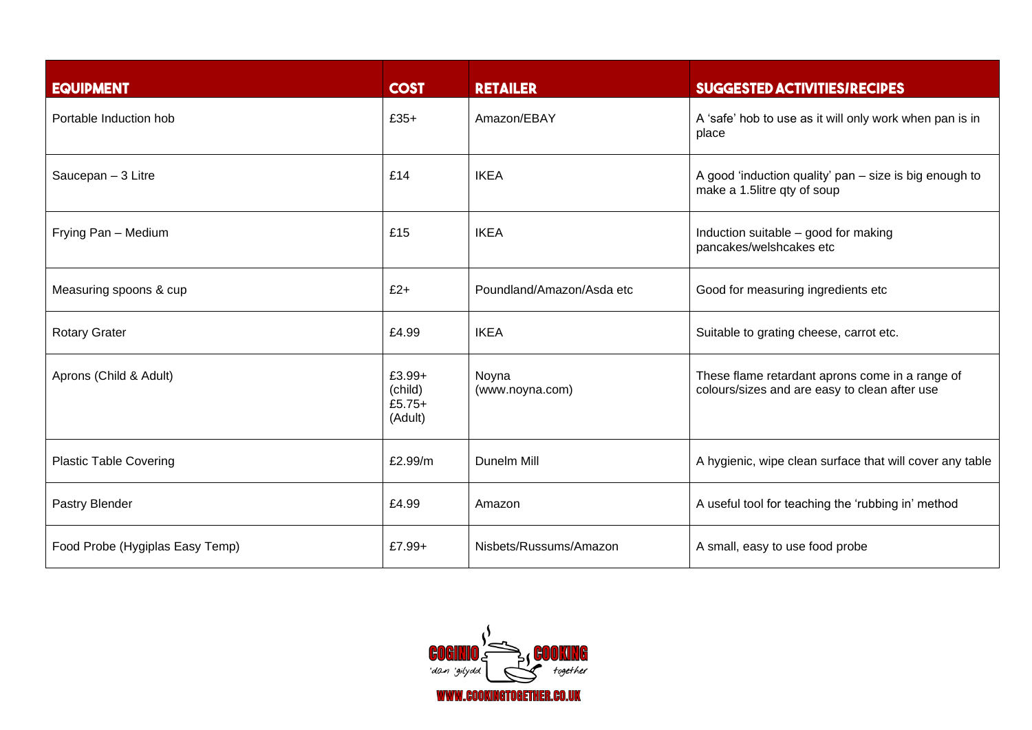| EQUIPMENT | COST | RETAILER | SUGGESTED ACTIVITIES/RECIPES |
|---|---|---|---|
| Portable Induction hob | £35+ | Amazon/EBAY | A 'safe' hob to use as it will only work when pan is in place |
| Saucepan – 3 Litre | £14 | IKEA | A good 'induction quality' pan – size is big enough to make a 1.5litre qty of soup |
| Frying Pan – Medium | £15 | IKEA | Induction suitable – good for making pancakes/welshcakes etc |
| Measuring spoons & cup | £2+ | Poundland/Amazon/Asda etc | Good for measuring ingredients etc |
| Rotary Grater | £4.99 | IKEA | Suitable to grating cheese, carrot etc. |
| Aprons (Child & Adult) | £3.99+ (child) £5.75+ (Adult) | Noyna (www.noyna.com) | These flame retardant aprons come in a range of colours/sizes and are easy to clean after use |
| Plastic Table Covering | £2.99/m | Dunelm Mill | A hygienic, wipe clean surface that will cover any table |
| Pastry Blender | £4.99 | Amazon | A useful tool for teaching the 'rubbing in' method |
| Food Probe (Hygiplas Easy Temp) | £7.99+ | Nisbets/Russums/Amazon | A small, easy to use food probe |

COGINIO 'dan 'gilydd COOKING together

WWW.COOKINGTOGETHER.CO.UK